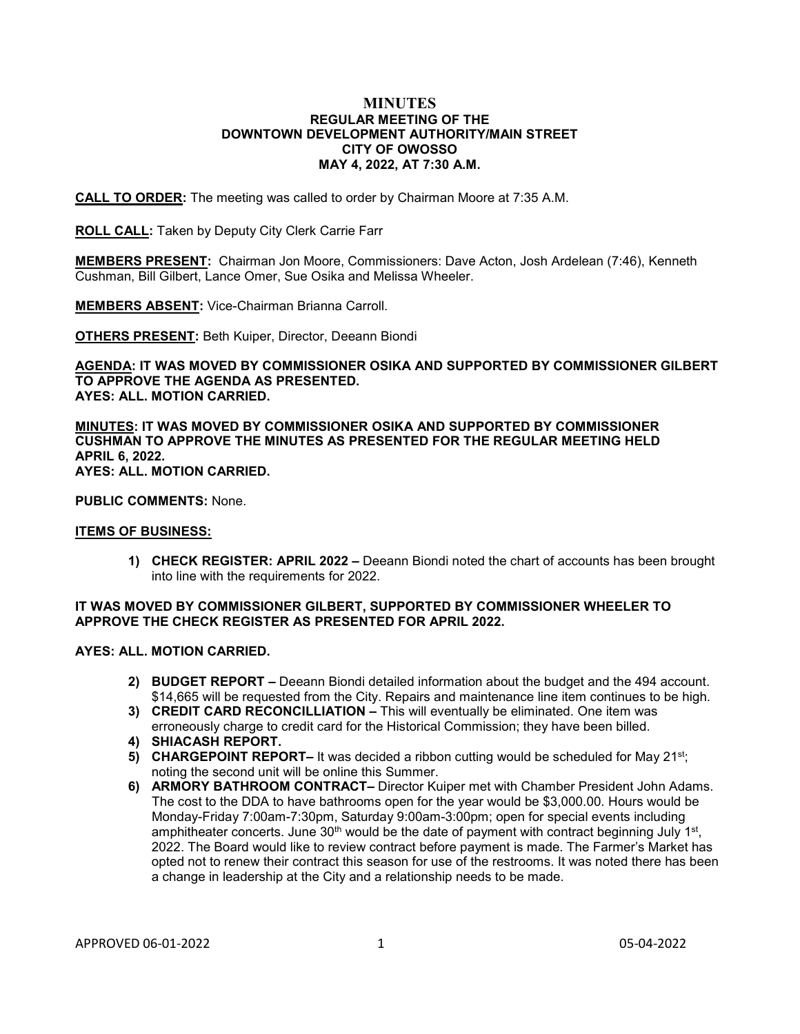# MINUTES
## REGULAR MEETING OF THE DOWNTOWN DEVELOPMENT AUTHORITY/MAIN STREET CITY OF OWOSSO MAY 4, 2022, AT 7:30 A.M.

**CALL TO ORDER:** The meeting was called to order by Chairman Moore at 7:35 A.M.

**ROLL CALL:** Taken by Deputy City Clerk Carrie Farr

**MEMBERS PRESENT:** Chairman Jon Moore, Commissioners: Dave Acton, Josh Ardelean (7:46), Kenneth Cushman, Bill Gilbert, Lance Omer, Sue Osika and Melissa Wheeler.

**MEMBERS ABSENT:** Vice-Chairman Brianna Carroll.

**OTHERS PRESENT:** Beth Kuiper, Director, Deeann Biondi

**AGENDA: IT WAS MOVED BY COMMISSIONER OSIKA AND SUPPORTED BY COMMISSIONER GILBERT TO APPROVE THE AGENDA AS PRESENTED.**
**AYES: ALL. MOTION CARRIED.**

**MINUTES: IT WAS MOVED BY COMMISSIONER OSIKA AND SUPPORTED BY COMMISSIONER CUSHMAN TO APPROVE THE MINUTES AS PRESENTED FOR THE REGULAR MEETING HELD APRIL 6, 2022.**
**AYES: ALL. MOTION CARRIED.**

**PUBLIC COMMENTS:** None.

**ITEMS OF BUSINESS:**

1) **CHECK REGISTER: APRIL 2022 –** Deeann Biondi noted the chart of accounts has been brought into line with the requirements for 2022.

**IT WAS MOVED BY COMMISSIONER GILBERT, SUPPORTED BY COMMISSIONER WHEELER TO APPROVE THE CHECK REGISTER AS PRESENTED FOR APRIL 2022.**

**AYES: ALL. MOTION CARRIED.**

2) **BUDGET REPORT –** Deeann Biondi detailed information about the budget and the 494 account. $14,665 will be requested from the City. Repairs and maintenance line item continues to be high.
3) **CREDIT CARD RECONCILLIATION –** This will eventually be eliminated. One item was erroneously charge to credit card for the Historical Commission; they have been billed.
4) **SHIACASH REPORT.**
5) **CHARGEPOINT REPORT–** It was decided a ribbon cutting would be scheduled for May 21st; noting the second unit will be online this Summer.
6) **ARMORY BATHROOM CONTRACT–** Director Kuiper met with Chamber President John Adams. The cost to the DDA to have bathrooms open for the year would be $3,000.00. Hours would be Monday-Friday 7:00am-7:30pm, Saturday 9:00am-3:00pm; open for special events including amphitheater concerts. June 30th would be the date of payment with contract beginning July 1st, 2022. The Board would like to review contract before payment is made. The Farmer's Market has opted not to renew their contract this season for use of the restrooms. It was noted there has been a change in leadership at the City and a relationship needs to be made.

APPROVED 06-01-2022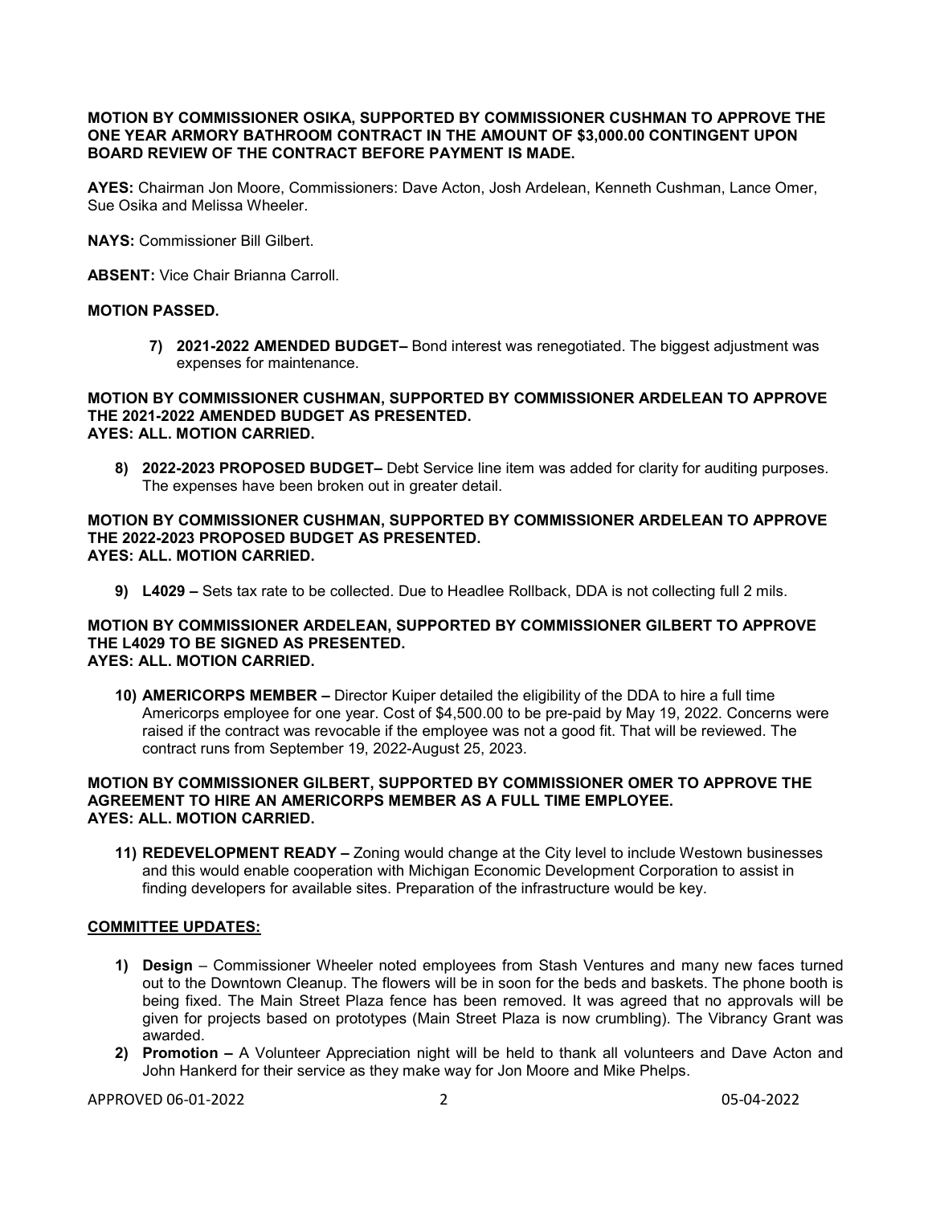**MOTION BY COMMISSIONER OSIKA, SUPPORTED BY COMMISSIONER CUSHMAN TO APPROVE THE ONE YEAR ARMORY BATHROOM CONTRACT IN THE AMOUNT OF $3,000.00 CONTINGENT UPON BOARD REVIEW OF THE CONTRACT BEFORE PAYMENT IS MADE.**

**AYES:** Chairman Jon Moore, Commissioners: Dave Acton, Josh Ardelean, Kenneth Cushman, Lance Omer, Sue Osika and Melissa Wheeler.

**NAYS:** Commissioner Bill Gilbert.

**ABSENT:** Vice Chair Brianna Carroll.

**MOTION PASSED.**

7) **2021-2022 AMENDED BUDGET–** Bond interest was renegotiated. The biggest adjustment was expenses for maintenance.

**MOTION BY COMMISSIONER CUSHMAN, SUPPORTED BY COMMISSIONER ARDELEAN TO APPROVE THE 2021-2022 AMENDED BUDGET AS PRESENTED.**
**AYES: ALL. MOTION CARRIED.**

8) **2022-2023 PROPOSED BUDGET–** Debt Service line item was added for clarity for auditing purposes. The expenses have been broken out in greater detail.

**MOTION BY COMMISSIONER CUSHMAN, SUPPORTED BY COMMISSIONER ARDELEAN TO APPROVE THE 2022-2023 PROPOSED BUDGET AS PRESENTED.**
**AYES: ALL. MOTION CARRIED.**

9) **L4029 –** Sets tax rate to be collected. Due to Headlee Rollback, DDA is not collecting full 2 mils.

**MOTION BY COMMISSIONER ARDELEAN, SUPPORTED BY COMMISSIONER GILBERT TO APPROVE THE L4029 TO BE SIGNED AS PRESENTED.**
**AYES: ALL. MOTION CARRIED.**

10) **AMERICORPS MEMBER –** Director Kuiper detailed the eligibility of the DDA to hire a full time Americorps employee for one year. Cost of $4,500.00 to be pre-paid by May 19, 2022. Concerns were raised if the contract was revocable if the employee was not a good fit. That will be reviewed. The contract runs from September 19, 2022-August 25, 2023.

**MOTION BY COMMISSIONER GILBERT, SUPPORTED BY COMMISSIONER OMER TO APPROVE THE AGREEMENT TO HIRE AN AMERICORPS MEMBER AS A FULL TIME EMPLOYEE.**
**AYES: ALL. MOTION CARRIED.**

11) **REDEVELOPMENT READY –** Zoning would change at the City level to include Westown businesses and this would enable cooperation with Michigan Economic Development Corporation to assist in finding developers for available sites. Preparation of the infrastructure would be key.

**COMMITTEE UPDATES:**

1) **Design** – Commissioner Wheeler noted employees from Stash Ventures and many new faces turned out to the Downtown Cleanup. The flowers will be in soon for the beds and baskets. The phone booth is being fixed. The Main Street Plaza fence has been removed. It was agreed that no approvals will be given for projects based on prototypes (Main Street Plaza is now crumbling). The Vibrancy Grant was awarded.
2) **Promotion –** A Volunteer Appreciation night will be held to thank all volunteers and Dave Acton and John Hankerd for their service as they make way for Jon Moore and Mike Phelps.

APPROVED 06-01-2022 05-04-2022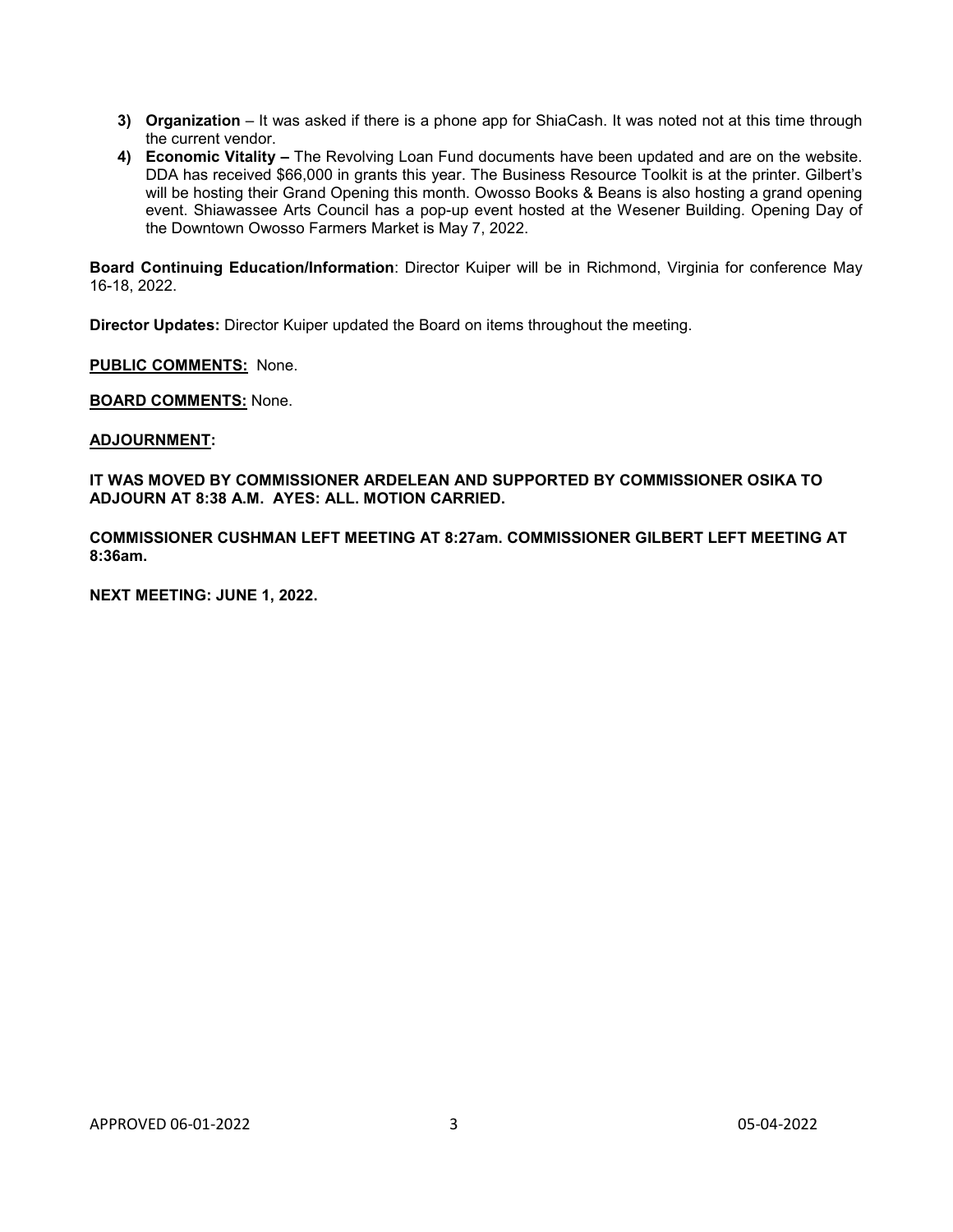3) **Organization** – It was asked if there is a phone app for ShiaCash. It was noted not at this time through the current vendor.
4) **Economic Vitality –** The Revolving Loan Fund documents have been updated and are on the website. DDA has received $66,000 in grants this year. The Business Resource Toolkit is at the printer. Gilbert's will be hosting their Grand Opening this month. Owosso Books & Beans is also hosting a grand opening event. Shiawassee Arts Council has a pop-up event hosted at the Wesener Building. Opening Day of the Downtown Owosso Farmers Market is May 7, 2022.

**Board Continuing Education/Information**: Director Kuiper will be in Richmond, Virginia for conference May 16-18, 2022.

**Director Updates:** Director Kuiper updated the Board on items throughout the meeting.

**PUBLIC COMMENTS:** None.

**BOARD COMMENTS:** None.

**ADJOURNMENT:**

**IT WAS MOVED BY COMMISSIONER ARDELEAN AND SUPPORTED BY COMMISSIONER OSIKA TO ADJOURN AT 8:38 A.M. AYES: ALL. MOTION CARRIED.**

**COMMISSIONER CUSHMAN LEFT MEETING AT 8:27am. COMMISSIONER GILBERT LEFT MEETING AT 8:36am.**

**NEXT MEETING: JUNE 1, 2022.**